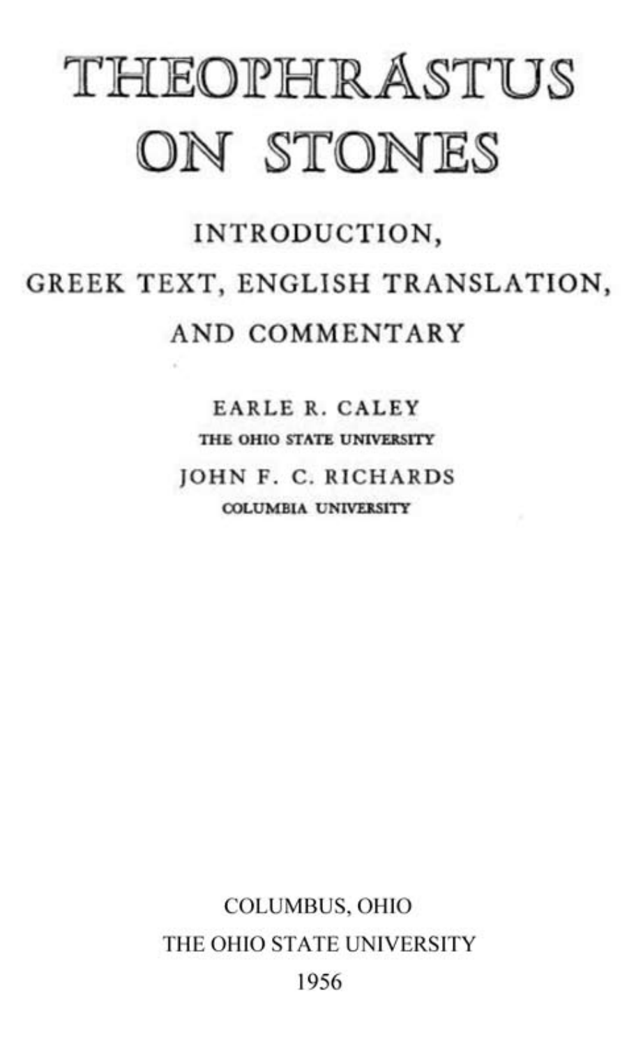# THEOPHRASTUS ON STONES

## INTRODUCTION, GREEK TEXT, ENGLISH TRANSLATION, AND COMMENTARY

EARLE R. CALEY

THE OHIO STATE UNIVERSITY

JOHN F. C. RICHARDS

COLUMBIA UNIVERSITY

COLUMBUS, OHIO

THE OHIO STATE UNIVERSITY

1956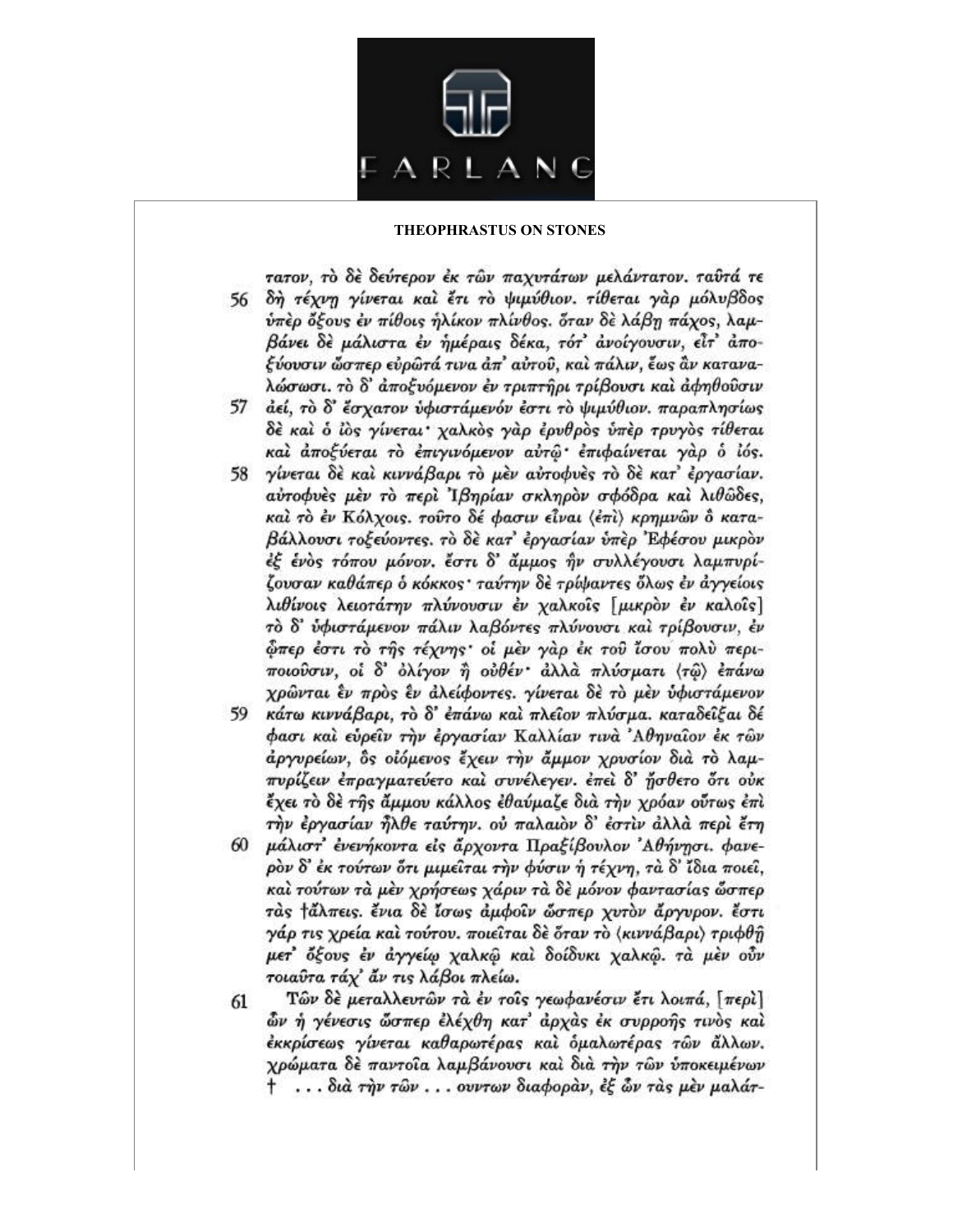τατον, τὸ δὲ δεύτερον ἐκ τῶν παχυτάτων μελάντατον. ταῦτά τε

56 δὴ τέχνῃ γίνεται καὶ ἔτι τὸ ψιμύθιον. τίθεται γὰρ μόλυβδος ὑπὲρ ὄξους ἐν πίθοις ἡλίκον πλίνθος. ὅταν δὲ λάβῃ πάχος, λαμβάνει δὲ μάλιστα ἐν ἡμέραις δέκα, τότ᾽ ἀνοίγουσιν, εἶτ᾽ ἀποξύουσιν ὥσπερ εὐρῶτά τινα ἀπ᾽ αὐτοῦ, καὶ πάλιν, ἕως ἂν καταναλώσωσι. τὸ δ᾽ ἀποξυόμενον ἐν τριπτῆρι τρίβουσι καὶ ἀφηθοῦσιν

57 ἀεί, τὸ δ᾽ ἔσχατον ὑφιστάμενόν ἐστι τὸ ψιμύθιον. παραπλησίως δὲ καὶ ὁ ἰὸς γίνεται· χαλκὸς γὰρ ἐρυθρὸς ὑπὲρ τρυγὸς τίθεται καὶ ἀποξύεται τὸ ἐπιγινόμενον αὐτῷ· ἐπιφαίνεται γὰρ ὁ ἰός.

58 γίνεται δὲ καὶ κιννάβαρι τὸ μὲν αὐτοφυὲς τὸ δὲ κατ᾽ ἐργασίαν. αὐτοφυὲς μὲν τὸ περὶ Ἰβηρίαν σκληρὸν σφόδρα καὶ λιθῶδες, καὶ τὸ ἐν Κόλχοις. τοῦτο δέ φασιν εἶναι ⟨ἐπὶ⟩ κρημνῶν ὃ καταβάλλουσι τοξεύοντες. τὸ δὲ κατ᾽ ἐργασίαν ὑπὲρ Ἐφέσου μικρὸν ἐξ ἑνὸς τόπου μόνον. ἔστι δ᾽ ἄμμος ἣν συλλέγουσι λαμπυρίζουσαν καθάπερ ὁ κόκκος· ταύτην δὲ τρίψαντες ὅλως ἐν ἀγγείοις λιθίνοις λειοτάτην πλύνουσιν ἐν χαλκοῖς [μικρὸν ἐν καλοῖς] τὸ δ᾽ ὑφιστάμενον πάλιν λαβόντες πλύνουσι καὶ τρίβουσιν, ἐν ᾧπερ ἐστὶ τὸ τῆς τέχνης· οἱ μὲν γὰρ ἐκ τοῦ ἴσου πολὺ περιποιοῦσιν, οἱ δ᾽ ὀλίγον ἢ οὐθέν· ἀλλὰ πλύσματι ⟨τῷ⟩ ἐπάνω χρῶνται ἓν πρὸς ἓν ἀλείφοντες. γίνεται δὲ τὸ μὲν ὑφιστάμενον

59 κάτω κιννάβαρι, τὸ δ᾽ ἐπάνω καὶ πλεῖον πλύσμα. καταδεῖξαι δέ φασι καὶ εὑρεῖν τὴν ἐργασίαν Καλλίαν τινὰ Ἀθηναῖον ἐκ τῶν ἀργυρείων, ὃς οἰόμενος ἔχειν τὴν ἄμμον χρυσίον διὰ τὸ λαμπυρίζειν ἐπραγματεύετο καὶ συνέλεγεν. ἐπεὶ δ᾽ ᾔσθετο ὅτι οὐκ ἔχει τὸ δὲ τῆς ἄμμου κάλλος ἐθαύμαζε διὰ τὴν χρόαν οὕτως ἐπὶ τὴν ἐργασίαν ἦλθε ταύτην. οὐ παλαιὸν δ᾽ ἐστὶν ἀλλὰ περὶ ἔτη

60 μάλιστ᾽ ἐνενήκοντα εἰς ἄρχοντα Πραξίβουλον Ἀθήνησι. φανερὸν δ᾽ ἐκ τούτων ὅτι μιμεῖται τὴν φύσιν ἡ τέχνη, τὰ δ᾽ ἴδια ποιεῖ, καὶ τούτων τὰ μὲν χρήσεως χάριν τὰ δὲ μόνον φαντασίας ὥσπερ τὰς †ἄλπεις. ἔνια δὲ ἴσως ἀμφοῖν ὥσπερ χυτὸν ἄργυρον. ἔστι γάρ τις χρεία καὶ τούτου. ποιεῖται δὲ ὅταν τὸ ⟨κιννάβαρι⟩ τριφθῇ μετ᾽ ὄξους ἐν ἀγγείῳ χαλκῷ καὶ δοίδυκι χαλκῷ. τὰ μὲν οὖν τοιαῦτα τάχ᾽ ἄν τις λάβοι πλείω.

61 Τῶν δὲ μεταλλευτῶν τὰ ἐν τοῖς γεωφανέσιν ἔτι λοιπά, [περὶ] ὧν ἡ γένεσις ὥσπερ ἐλέχθη κατ᾽ ἀρχὰς ἐκ συρροῆς τινὸς καὶ ἐκκρίσεως γίνεται καθαρωτέρας καὶ ὁμαλωτέρας τῶν ἄλλων. χρώματα δὲ παντοῖα λαμβάνουσι καὶ διὰ τὴν τῶν ὑποκειμένων † . . . διὰ τὴν τῶν . . . ουντων διαφοράν, ἐξ ὧν τὰς μὲν μαλάτ-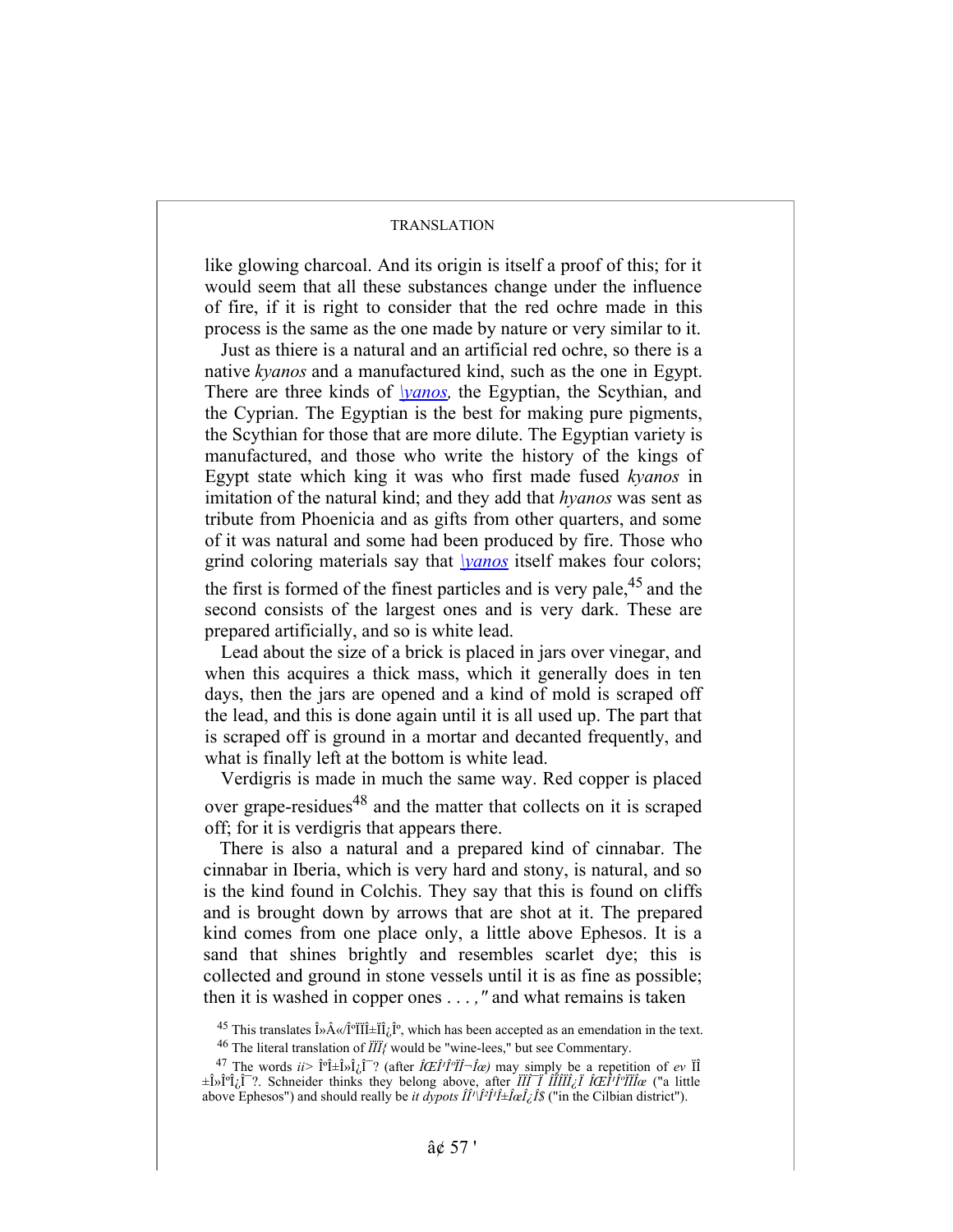like glowing charcoal. And its origin is itself a proof of this; for it would seem that all these substances change under the influence of fire, if it is right to consider that the red ochre made in this process is the same as the one made by nature or very similar to it.

Just as thiere is a natural and an artificial red ochre, so there is a native *kyanos* and a manufactured kind, such as the one in Egypt. There are three kinds of *\yanos,* the Egyptian, the Scythian, and the Cyprian. The Egyptian is the best for making pure pigments, the Scythian for those that are more dilute. The Egyptian variety is manufactured, and those who write the history of the kings of Egypt state which king it was who first made fused *kyanos* in imitation of the natural kind; and they add that *hyanos* was sent as tribute from Phoenicia and as gifts from other quarters, and some of it was natural and some had been produced by fire. Those who grind coloring materials say that *\yanos* itself makes four colors; the first is formed of the finest particles and is very pale,[45] and the second consists of the largest ones and is very dark. These are prepared artificially, and so is white lead.

Lead about the size of a brick is placed in jars over vinegar, and when this acquires a thick mass, which it generally does in ten days, then the jars are opened and a kind of mold is scraped off the lead, and this is done again until it is all used up. The part that is scraped off is ground in a mortar and decanted frequently, and what is finally left at the bottom is white lead.

Verdigris is made in much the same way. Red copper is placed over grape-residues[48] and the matter that collects on it is scraped off; for it is verdigris that appears there.

There is also a natural and a prepared kind of cinnabar. The cinnabar in Iberia, which is very hard and stony, is natural, and so is the kind found in Colchis. They say that this is found on cliffs and is brought down by arrows that are shot at it. The prepared kind comes from one place only, a little above Ephesos. It is a sand that shines brightly and resembles scarlet dye; this is collected and ground in stone vessels until it is as fine as possible; then it is washed in copper ones . . . ," and what remains is taken

[45] This translates Î»Â«/Î°ÏÏÎ±ÏÎ¿Î°, which has been accepted as an emendation in the text.

[46] The literal translation of *ÏÏÏ{* would be "wine-lees," but see Commentary.

[47] The words *ii>* Î°Î±Î»Î¿Î¯? (after *ÎŒÎ¹Î°ÏÏ¬Îæ)* may simply be a repetition of *ev* ÏÎ ±Î»Î°Î¿Î¯?. Schneider thinks they belong above, after *ÏÏÏ Ï ÏÏÏÏ¿Ï ÎŒÎ¹Î°ÏÏÏæ* ("a little above Ephesos") and should really be *it dypots ÎÎ¹Î²Î¹Î±ÎæÎ¿Î$* ("in the Cilbian district").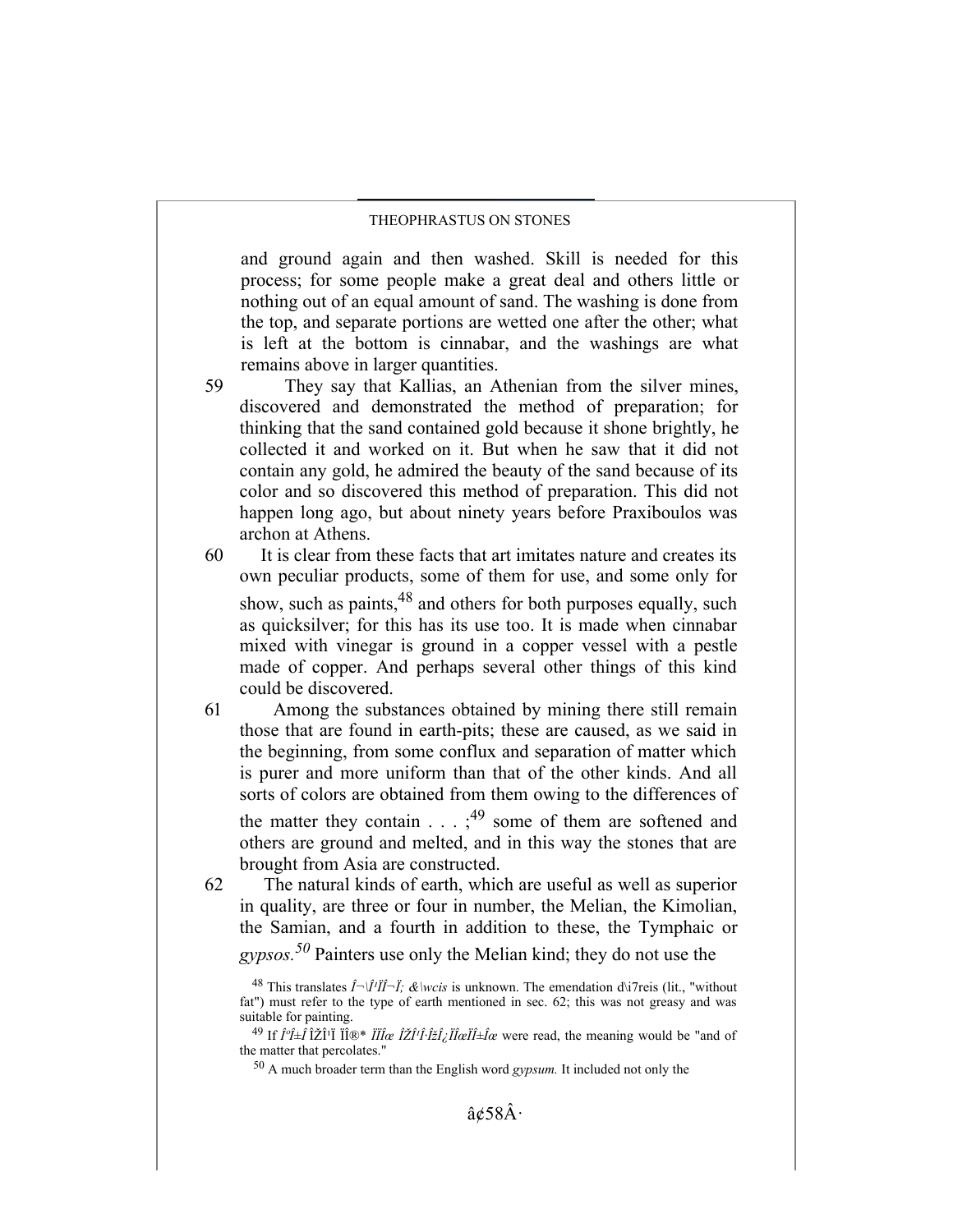and ground again and then washed. Skill is needed for this process; for some people make a great deal and others little or nothing out of an equal amount of sand. The washing is done from the top, and separate portions are wetted one after the other; what is left at the bottom is cinnabar, and the washings are what remains above in larger quantities.

59 They say that Kallias, an Athenian from the silver mines, discovered and demonstrated the method of preparation; for thinking that the sand contained gold because it shone brightly, he collected it and worked on it. But when he saw that it did not contain any gold, he admired the beauty of the sand because of its color and so discovered this method of preparation. This did not happen long ago, but about ninety years before Praxiboulos was archon at Athens.

60 It is clear from these facts that art imitates nature and creates its own peculiar products, some of them for use, and some only for show, such as paints,[48] and others for both purposes equally, such as quicksilver; for this has its use too. It is made when cinnabar mixed with vinegar is ground in a copper vessel with a pestle made of copper. And perhaps several other things of this kind could be discovered.

61 Among the substances obtained by mining there still remain those that are found in earth-pits; these are caused, as we said in the beginning, from some conflux and separation of matter which is purer and more uniform than that of the other kinds. And all sorts of colors are obtained from them owing to the differences of the matter they contain . . . ;[49] some of them are softened and others are ground and melted, and in this way the stones that are brought from Asia are constructed.

62 The natural kinds of earth, which are useful as well as superior in quality, are three or four in number, the Melian, the Kimolian, the Samian, and a fourth in addition to these, the Tymphaic or *gypsos.*[50] Painters use only the Melian kind; they do not use the

[48] This translates Î¬\Î¹ÏÏ¬Ï; &\wcis is unknown. The emendation d\i7reis (lit., "without fat") must refer to the type of earth mentioned in sec. 62; this was not greasy and was suitable for painting.

[49] If Î'Î±Î ÎŽÎ¹Ï ÏÎ®* ÏÏÎœ ÎŽÎ¹Î·ÎžÎ¿ÏÎœÏÎ±Îœ were read, the meaning would be "and of the matter that percolates."

[50] A much broader term than the English word *gypsum.* It included not only the